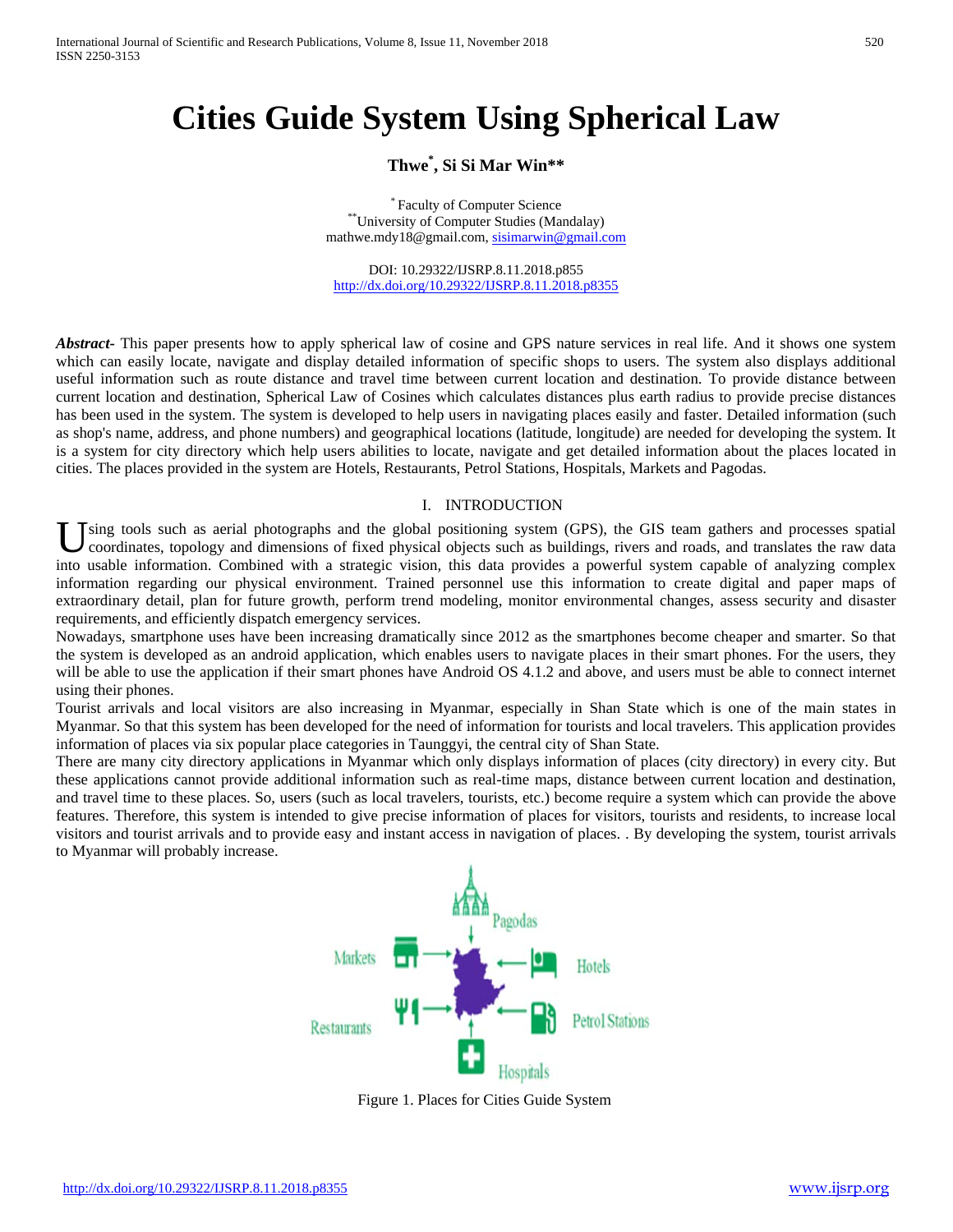# Cities Guide System Using Spherical Law

**Thwe[*], Si Si Mar Win[**]**

[*] Faculty of Computer Science
[**] University of Computer Studies (Mandalay)
mathwe.mdy18@gmail.com, sisimarwin@gmail.com

DOI: 10.29322/IJSRP.8.11.2018.p855
http://dx.doi.org/10.29322/IJSRP.8.11.2018.p8355

***Abstract***- This paper presents how to apply spherical law of cosine and GPS nature services in real life. And it shows one system which can easily locate, navigate and display detailed information of specific shops to users. The system also displays additional useful information such as route distance and travel time between current location and destination. To provide distance between current location and destination, Spherical Law of Cosines which calculates distances plus earth radius to provide precise distances has been used in the system. The system is developed to help users in navigating places easily and faster. Detailed information (such as shop's name, address, and phone numbers) and geographical locations (latitude, longitude) are needed for developing the system. It is a system for city directory which help users abilities to locate, navigate and get detailed information about the places located in cities. The places provided in the system are Hotels, Restaurants, Petrol Stations, Hospitals, Markets and Pagodas.

## I. INTRODUCTION

Using tools such as aerial photographs and the global positioning system (GPS), the GIS team gathers and processes spatial coordinates, topology and dimensions of fixed physical objects such as buildings, rivers and roads, and translates the raw data into usable information. Combined with a strategic vision, this data provides a powerful system capable of analyzing complex information regarding our physical environment. Trained personnel use this information to create digital and paper maps of extraordinary detail, plan for future growth, perform trend modeling, monitor environmental changes, assess security and disaster requirements, and efficiently dispatch emergency services.

Nowadays, smartphone uses have been increasing dramatically since 2012 as the smartphones become cheaper and smarter. So that the system is developed as an android application, which enables users to navigate places in their smart phones. For the users, they will be able to use the application if their smart phones have Android OS 4.1.2 and above, and users must be able to connect internet using their phones.

Tourist arrivals and local visitors are also increasing in Myanmar, especially in Shan State which is one of the main states in Myanmar. So that this system has been developed for the need of information for tourists and local travelers. This application provides information of places via six popular place categories in Taunggyi, the central city of Shan State.

There are many city directory applications in Myanmar which only displays information of places (city directory) in every city. But these applications cannot provide additional information such as real-time maps, distance between current location and destination, and travel time to these places. So, users (such as local travelers, tourists, etc.) become require a system which can provide the above features. Therefore, this system is intended to give precise information of places for visitors, tourists and residents, to increase local visitors and tourist arrivals and to provide easy and instant access in navigation of places. . By developing the system, tourist arrivals to Myanmar will probably increase.

Pagodas

Markets

Hotels

Restaurants

Petrol Stations

Hospitals

Figure 1. Places for Cities Guide System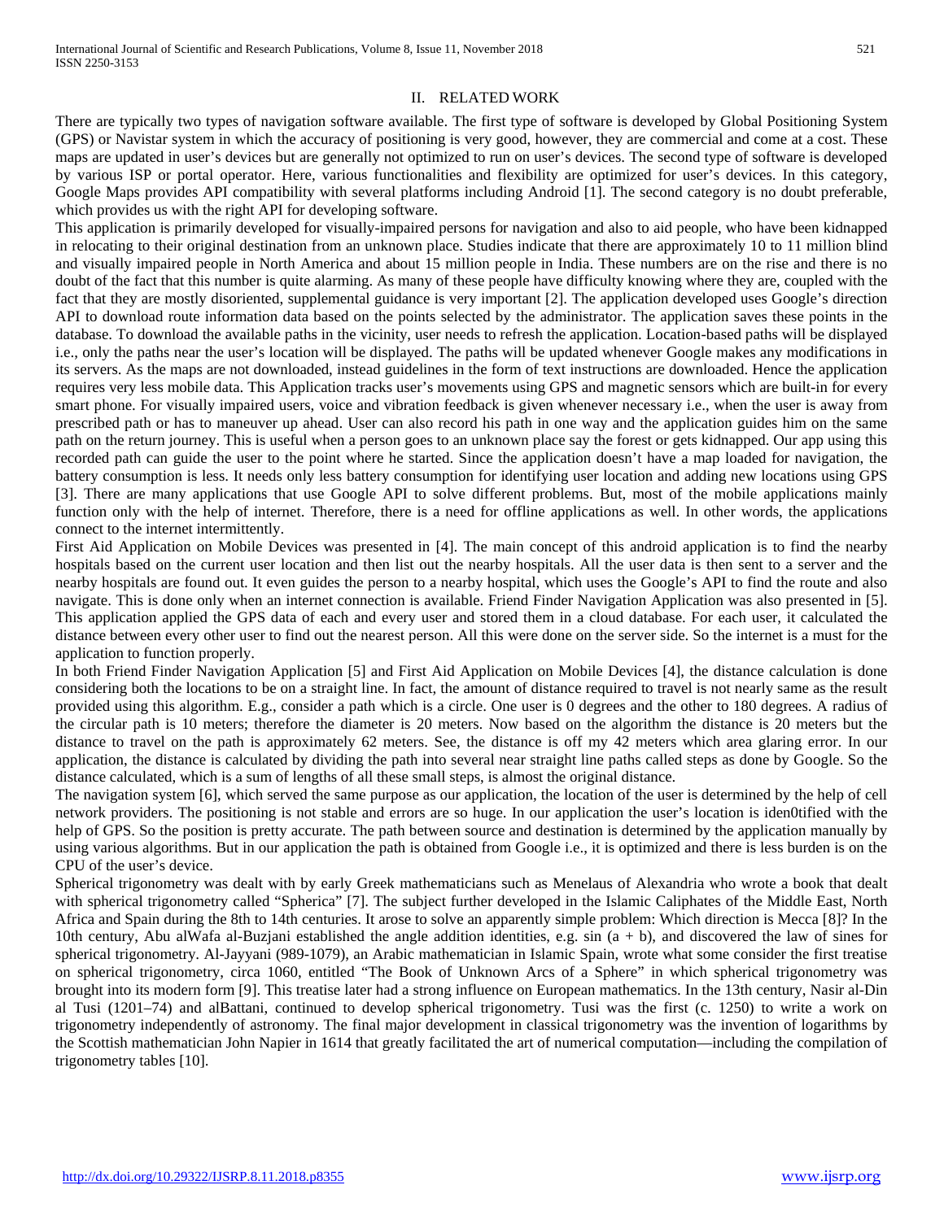## II. RELATED WORK

There are typically two types of navigation software available. The first type of software is developed by Global Positioning System (GPS) or Navistar system in which the accuracy of positioning is very good, however, they are commercial and come at a cost. These maps are updated in user's devices but are generally not optimized to run on user's devices. The second type of software is developed by various ISP or portal operator. Here, various functionalities and flexibility are optimized for user's devices. In this category, Google Maps provides API compatibility with several platforms including Android [1]. The second category is no doubt preferable, which provides us with the right API for developing software.

This application is primarily developed for visually-impaired persons for navigation and also to aid people, who have been kidnapped in relocating to their original destination from an unknown place. Studies indicate that there are approximately 10 to 11 million blind and visually impaired people in North America and about 15 million people in India. These numbers are on the rise and there is no doubt of the fact that this number is quite alarming. As many of these people have difficulty knowing where they are, coupled with the fact that they are mostly disoriented, supplemental guidance is very important [2]. The application developed uses Google's direction API to download route information data based on the points selected by the administrator. The application saves these points in the database. To download the available paths in the vicinity, user needs to refresh the application. Location-based paths will be displayed i.e., only the paths near the user's location will be displayed. The paths will be updated whenever Google makes any modifications in its servers. As the maps are not downloaded, instead guidelines in the form of text instructions are downloaded. Hence the application requires very less mobile data. This Application tracks user's movements using GPS and magnetic sensors which are built-in for every smart phone. For visually impaired users, voice and vibration feedback is given whenever necessary i.e., when the user is away from prescribed path or has to maneuver up ahead. User can also record his path in one way and the application guides him on the same path on the return journey. This is useful when a person goes to an unknown place say the forest or gets kidnapped. Our app using this recorded path can guide the user to the point where he started. Since the application doesn't have a map loaded for navigation, the battery consumption is less. It needs only less battery consumption for identifying user location and adding new locations using GPS [3]. There are many applications that use Google API to solve different problems. But, most of the mobile applications mainly function only with the help of internet. Therefore, there is a need for offline applications as well. In other words, the applications connect to the internet intermittently.

First Aid Application on Mobile Devices was presented in [4]. The main concept of this android application is to find the nearby hospitals based on the current user location and then list out the nearby hospitals. All the user data is then sent to a server and the nearby hospitals are found out. It even guides the person to a nearby hospital, which uses the Google's API to find the route and also navigate. This is done only when an internet connection is available. Friend Finder Navigation Application was also presented in [5]. This application applied the GPS data of each and every user and stored them in a cloud database. For each user, it calculated the distance between every other user to find out the nearest person. All this were done on the server side. So the internet is a must for the application to function properly.

In both Friend Finder Navigation Application [5] and First Aid Application on Mobile Devices [4], the distance calculation is done considering both the locations to be on a straight line. In fact, the amount of distance required to travel is not nearly same as the result provided using this algorithm. E.g., consider a path which is a circle. One user is 0 degrees and the other to 180 degrees. A radius of the circular path is 10 meters; therefore the diameter is 20 meters. Now based on the algorithm the distance is 20 meters but the distance to travel on the path is approximately 62 meters. See, the distance is off my 42 meters which area glaring error. In our application, the distance is calculated by dividing the path into several near straight line paths called steps as done by Google. So the distance calculated, which is a sum of lengths of all these small steps, is almost the original distance.

The navigation system [6], which served the same purpose as our application, the location of the user is determined by the help of cell network providers. The positioning is not stable and errors are so huge. In our application the user's location is iden0tified with the help of GPS. So the position is pretty accurate. The path between source and destination is determined by the application manually by using various algorithms. But in our application the path is obtained from Google i.e., it is optimized and there is less burden is on the CPU of the user's device.

Spherical trigonometry was dealt with by early Greek mathematicians such as Menelaus of Alexandria who wrote a book that dealt with spherical trigonometry called "Spherica" [7]. The subject further developed in the Islamic Caliphates of the Middle East, North Africa and Spain during the 8th to 14th centuries. It arose to solve an apparently simple problem: Which direction is Mecca [8]? In the 10th century, Abu alWafa al-Buzjani established the angle addition identities, e.g. $\sin(a + b)$, and discovered the law of sines for spherical trigonometry. Al-Jayyani (989-1079), an Arabic mathematician in Islamic Spain, wrote what some consider the first treatise on spherical trigonometry, circa 1060, entitled "The Book of Unknown Arcs of a Sphere" in which spherical trigonometry was brought into its modern form [9]. This treatise later had a strong influence on European mathematics. In the 13th century, Nasir al-Din al Tusi (1201–74) and alBattani, continued to develop spherical trigonometry. Tusi was the first (c. 1250) to write a work on trigonometry independently of astronomy. The final major development in classical trigonometry was the invention of logarithms by the Scottish mathematician John Napier in 1614 that greatly facilitated the art of numerical computation—including the compilation of trigonometry tables [10].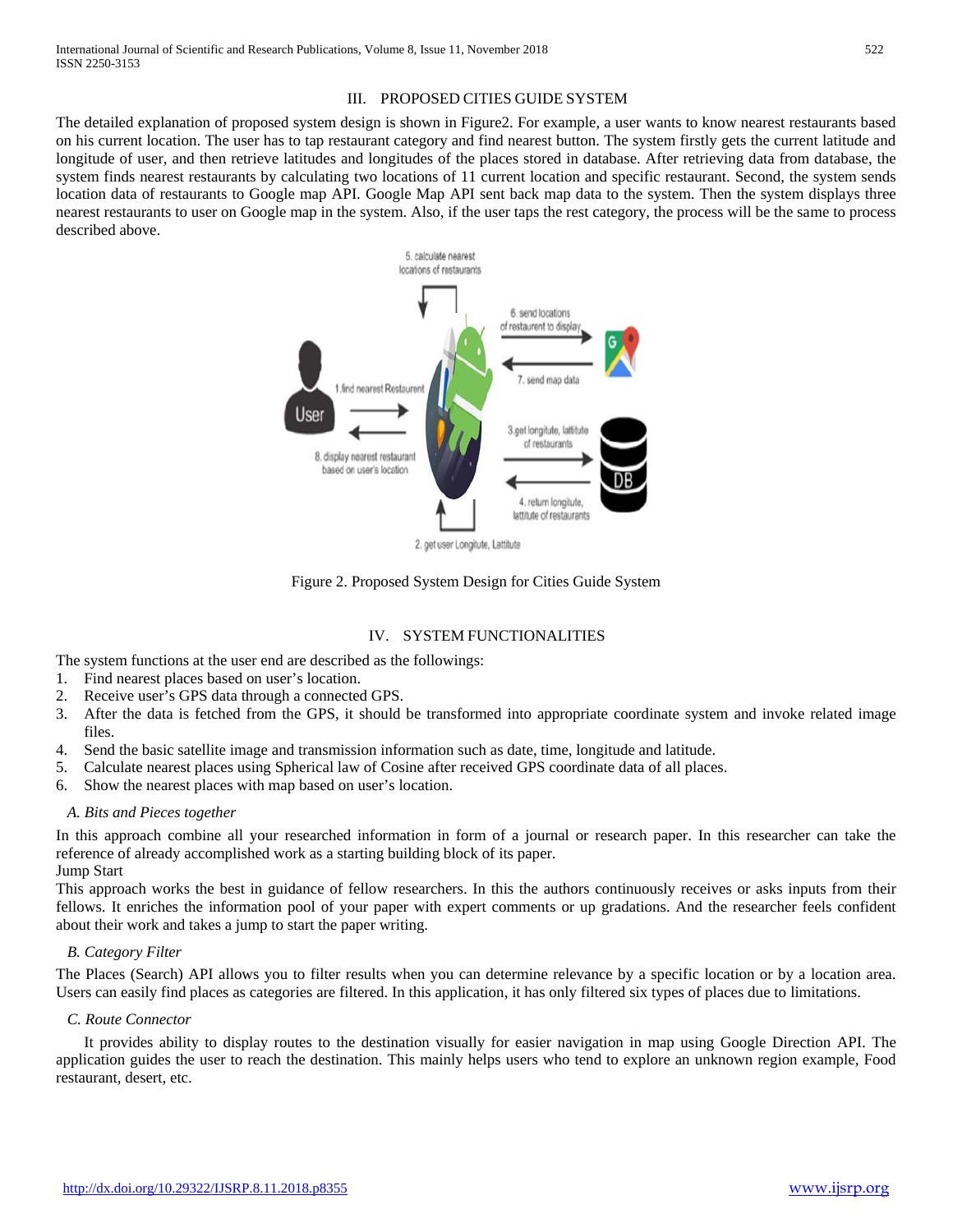## III. PROPOSED CITIES GUIDE SYSTEM

The detailed explanation of proposed system design is shown in Figure2. For example, a user wants to know nearest restaurants based on his current location. The user has to tap restaurant category and find nearest button. The system firstly gets the current latitude and longitude of user, and then retrieve latitudes and longitudes of the places stored in database. After retrieving data from database, the system finds nearest restaurants by calculating two locations of 11 current location and specific restaurant. Second, the system sends location data of restaurants to Google map API. Google Map API sent back map data to the system. Then the system displays three nearest restaurants to user on Google map in the system. Also, if the user taps the rest category, the process will be the same to process described above.

Figure 2. Proposed System Design for Cities Guide System

## IV. SYSTEM FUNCTIONALITIES

The system functions at the user end are described as the followings:

1. Find nearest places based on user's location.
2. Receive user's GPS data through a connected GPS.
3. After the data is fetched from the GPS, it should be transformed into appropriate coordinate system and invoke related image files.
4. Send the basic satellite image and transmission information such as date, time, longitude and latitude.
5. Calculate nearest places using Spherical law of Cosine after received GPS coordinate data of all places.
6. Show the nearest places with map based on user's location.

### *A. Bits and Pieces together*

In this approach combine all your researched information in form of a journal or research paper. In this researcher can take the reference of already accomplished work as a starting building block of its paper.

Jump Start

This approach works the best in guidance of fellow researchers. In this the authors continuously receives or asks inputs from their fellows. It enriches the information pool of your paper with expert comments or up gradations. And the researcher feels confident about their work and takes a jump to start the paper writing.

### *B. Category Filter*

The Places (Search) API allows you to filter results when you can determine relevance by a specific location or by a location area. Users can easily find places as categories are filtered. In this application, it has only filtered six types of places due to limitations.

### *C. Route Connector*

It provides ability to display routes to the destination visually for easier navigation in map using Google Direction API. The application guides the user to reach the destination. This mainly helps users who tend to explore an unknown region example, Food restaurant, desert, etc.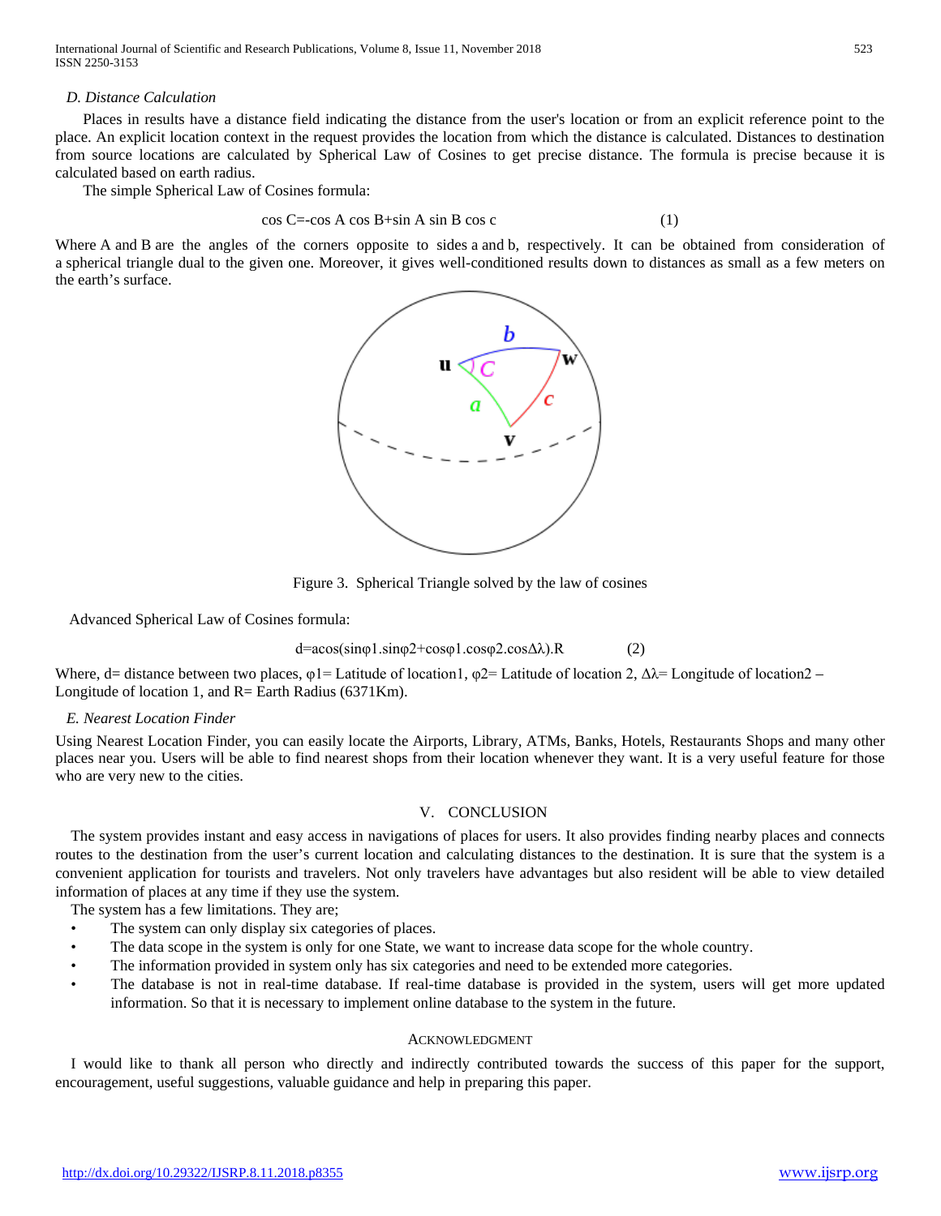*D. Distance Calculation*

Places in results have a distance field indicating the distance from the user's location or from an explicit reference point to the place. An explicit location context in the request provides the location from which the distance is calculated. Distances to destination from source locations are calculated by Spherical Law of Cosines to get precise distance. The formula is precise because it is calculated based on earth radius.

The simple Spherical Law of Cosines formula:

$$\cos C = -\cos A \cos B + \sin A \sin B \cos c \qquad (1)$$

Where A and B are the angles of the corners opposite to sides a and b, respectively. It can be obtained from consideration of a spherical triangle dual to the given one. Moreover, it gives well-conditioned results down to distances as small as a few meters on the earth's surface.

Figure 3. Spherical Triangle solved by the law of cosines

Advanced Spherical Law of Cosines formula:

$$d = \mathrm{acos}(\sin\varphi 1 . \sin\varphi 2 + \cos\varphi 1 . \cos\varphi 2 . \cos\Delta\lambda) . R \qquad (2)$$

Where, d= distance between two places, $\varphi 1$= Latitude of location1, $\varphi 2$= Latitude of location 2, $\Delta\lambda$= Longitude of location2 – Longitude of location 1, and R= Earth Radius (6371Km).

*E. Nearest Location Finder*

Using Nearest Location Finder, you can easily locate the Airports, Library, ATMs, Banks, Hotels, Restaurants Shops and many other places near you. Users will be able to find nearest shops from their location whenever they want. It is a very useful feature for those who are very new to the cities.

## V. CONCLUSION

The system provides instant and easy access in navigations of places for users. It also provides finding nearby places and connects routes to the destination from the user's current location and calculating distances to the destination. It is sure that the system is a convenient application for tourists and travelers. Not only travelers have advantages but also resident will be able to view detailed information of places at any time if they use the system.

The system has a few limitations. They are;

- The system can only display six categories of places.
- The data scope in the system is only for one State, we want to increase data scope for the whole country.
- The information provided in system only has six categories and need to be extended more categories.
- The database is not in real-time database. If real-time database is provided in the system, users will get more updated information. So that it is necessary to implement online database to the system in the future.

## ACKNOWLEDGMENT

I would like to thank all person who directly and indirectly contributed towards the success of this paper for the support, encouragement, useful suggestions, valuable guidance and help in preparing this paper.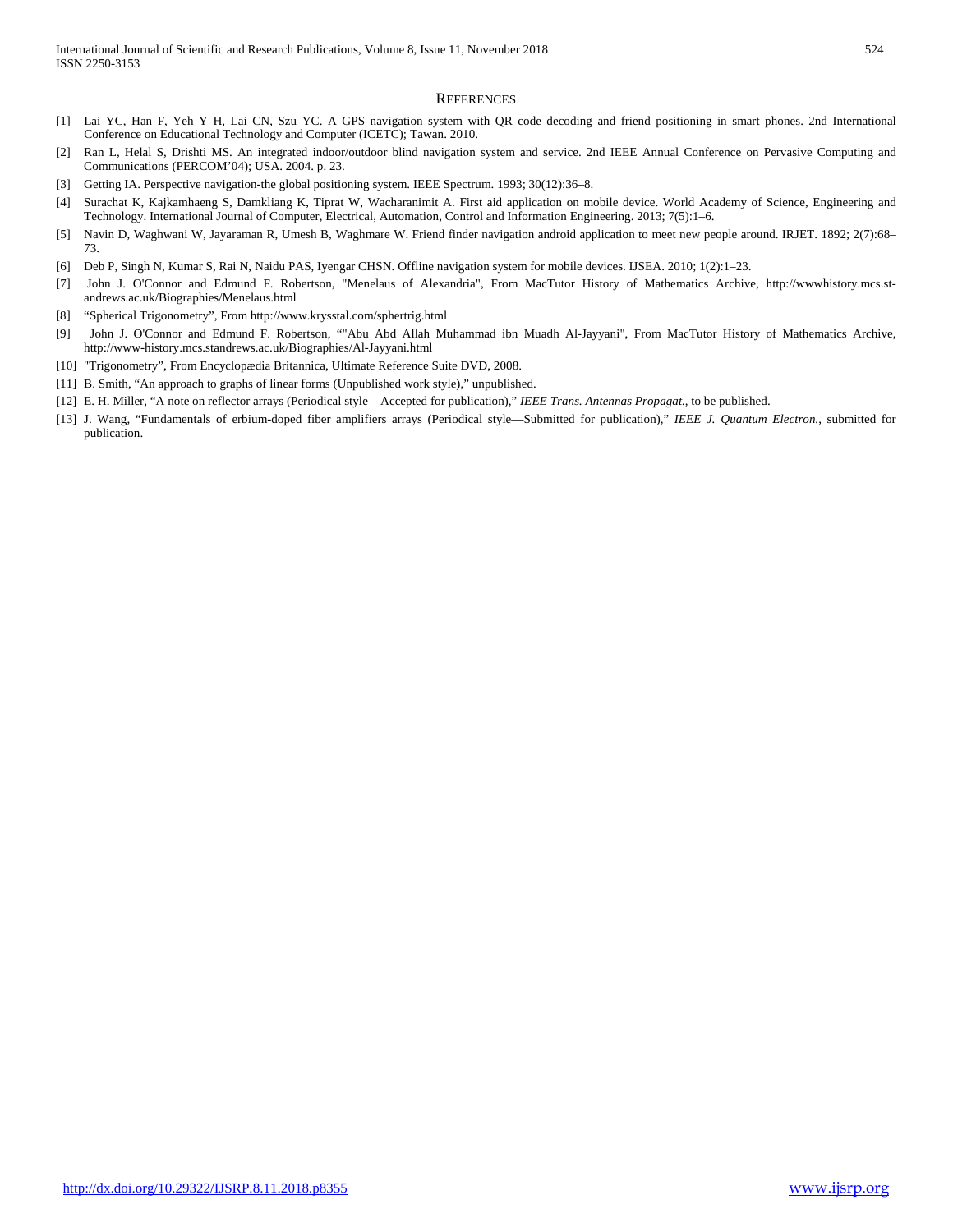## REFERENCES

[1] Lai YC, Han F, Yeh Y H, Lai CN, Szu YC. A GPS navigation system with QR code decoding and friend positioning in smart phones. 2nd International Conference on Educational Technology and Computer (ICETC); Tawan. 2010.

[2] Ran L, Helal S, Drishti MS. An integrated indoor/outdoor blind navigation system and service. 2nd IEEE Annual Conference on Pervasive Computing and Communications (PERCOM'04); USA. 2004. p. 23.

[3] Getting IA. Perspective navigation-the global positioning system. IEEE Spectrum. 1993; 30(12):36–8.

[4] Surachat K, Kajkamhaeng S, Damkliang K, Tiprat W, Wacharanimit A. First aid application on mobile device. World Academy of Science, Engineering and Technology. International Journal of Computer, Electrical, Automation, Control and Information Engineering. 2013; 7(5):1–6.

[5] Navin D, Waghwani W, Jayaraman R, Umesh B, Waghmare W. Friend finder navigation android application to meet new people around. IRJET. 1892; 2(7):68–73.

[6] Deb P, Singh N, Kumar S, Rai N, Naidu PAS, Iyengar CHSN. Offline navigation system for mobile devices. IJSEA. 2010; 1(2):1–23.

[7] John J. O'Connor and Edmund F. Robertson, "Menelaus of Alexandria", From MacTutor History of Mathematics Archive, http://wwwhistory.mcs.st-andrews.ac.uk/Biographies/Menelaus.html

[8] "Spherical Trigonometry", From http://www.krysstal.com/sphertrig.html

[9] John J. O'Connor and Edmund F. Robertson, ""Abu Abd Allah Muhammad ibn Muadh Al-Jayyani", From MacTutor History of Mathematics Archive, http://www-history.mcs.standrews.ac.uk/Biographies/Al-Jayyani.html

[10] "Trigonometry", From Encyclopædia Britannica, Ultimate Reference Suite DVD, 2008.

[11] B. Smith, "An approach to graphs of linear forms (Unpublished work style)," unpublished.

[12] E. H. Miller, "A note on reflector arrays (Periodical style—Accepted for publication)," *IEEE Trans. Antennas Propagat.*, to be published.

[13] J. Wang, "Fundamentals of erbium-doped fiber amplifiers arrays (Periodical style—Submitted for publication)," *IEEE J. Quantum Electron.*, submitted for publication.